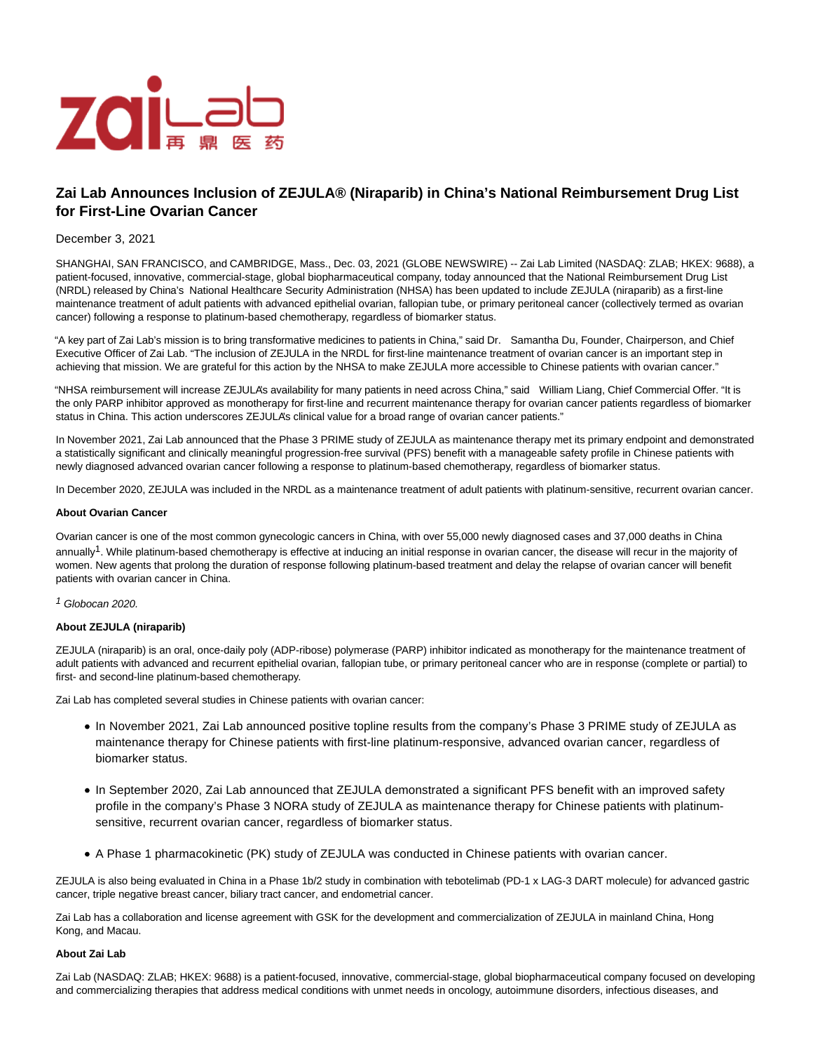# Zai Lab Announces Inclusion of ZEJULA® (Niraparib) in China's National Reimbursement Drug List for First-Line Ovarian Cancer

December 3, 2021

SHANGHAI, SAN FRANCISCO, and CAMBRIDGE, Mass., Dec. 03, 2021 (GLOBE NEWSWIRE) -- Zai Lab Limited (NASDAQ: ZLAB; HKEX: 9688), a patient-focused, innovative, commercial-stage, global biopharmaceutical company, today announced that the National Reimbursement Drug List (NRDL) released by China's National Healthcare Security Administration (NHSA) has been updated to include ZEJULA (niraparib) as a first-line maintenance treatment of adult patients with advanced epithelial ovarian, fallopian tube, or primary peritoneal cancer (collectively termed as ovarian cancer) following a response to platinum-based chemotherapy, regardless of biomarker status.

"A key part of Zai Lab's mission is to bring transformative medicines to patients in China," said Dr. Samantha Du, Founder, Chairperson, and Chief Executive Officer of Zai Lab. "The inclusion of ZEJULA in the NRDL for first-line maintenance treatment of ovarian cancer is an important step in achieving that mission. We are grateful for this action by the NHSA to make ZEJULA more accessible to Chinese patients with ovarian cancer."

"NHSA reimbursement will increase ZEJULA's availability for many patients in need across China," said William Liang, Chief Commercial Offer. "It is the only PARP inhibitor approved as monotherapy for first-line and recurrent maintenance therapy for ovarian cancer patients regardless of biomarker status in China. This action underscores ZEJULA's clinical value for a broad range of ovarian cancer patients."

In November 2021, Zai Lab announced that the Phase 3 PRIME study of ZEJULA as maintenance therapy met its primary endpoint and demonstrated a statistically significant and clinically meaningful progression-free survival (PFS) benefit with a manageable safety profile in Chinese patients with newly diagnosed advanced ovarian cancer following a response to platinum-based chemotherapy, regardless of biomarker status.

In December 2020, ZEJULA was included in the NRDL as a maintenance treatment of adult patients with platinum-sensitive, recurrent ovarian cancer.

**About Ovarian Cancer**

Ovarian cancer is one of the most common gynecologic cancers in China, with over 55,000 newly diagnosed cases and 37,000 deaths in China annually[1]. While platinum-based chemotherapy is effective at inducing an initial response in ovarian cancer, the disease will recur in the majority of women. New agents that prolong the duration of response following platinum-based treatment and delay the relapse of ovarian cancer will benefit patients with ovarian cancer in China.

[1] *Globocan 2020.*

**About ZEJULA (niraparib)**

ZEJULA (niraparib) is an oral, once-daily poly (ADP-ribose) polymerase (PARP) inhibitor indicated as monotherapy for the maintenance treatment of adult patients with advanced and recurrent epithelial ovarian, fallopian tube, or primary peritoneal cancer who are in response (complete or partial) to first- and second-line platinum-based chemotherapy.

Zai Lab has completed several studies in Chinese patients with ovarian cancer:

- In November 2021, Zai Lab announced positive topline results from the company's Phase 3 PRIME study of ZEJULA as maintenance therapy for Chinese patients with first-line platinum-responsive, advanced ovarian cancer, regardless of biomarker status.
- In September 2020, Zai Lab announced that ZEJULA demonstrated a significant PFS benefit with an improved safety profile in the company's Phase 3 NORA study of ZEJULA as maintenance therapy for Chinese patients with platinum-sensitive, recurrent ovarian cancer, regardless of biomarker status.
- A Phase 1 pharmacokinetic (PK) study of ZEJULA was conducted in Chinese patients with ovarian cancer.

ZEJULA is also being evaluated in China in a Phase 1b/2 study in combination with tebotelimab (PD-1 x LAG-3 DART molecule) for advanced gastric cancer, triple negative breast cancer, biliary tract cancer, and endometrial cancer.

Zai Lab has a collaboration and license agreement with GSK for the development and commercialization of ZEJULA in mainland China, Hong Kong, and Macau.

**About Zai Lab**

Zai Lab (NASDAQ: ZLAB; HKEX: 9688) is a patient-focused, innovative, commercial-stage, global biopharmaceutical company focused on developing and commercializing therapies that address medical conditions with unmet needs in oncology, autoimmune disorders, infectious diseases, and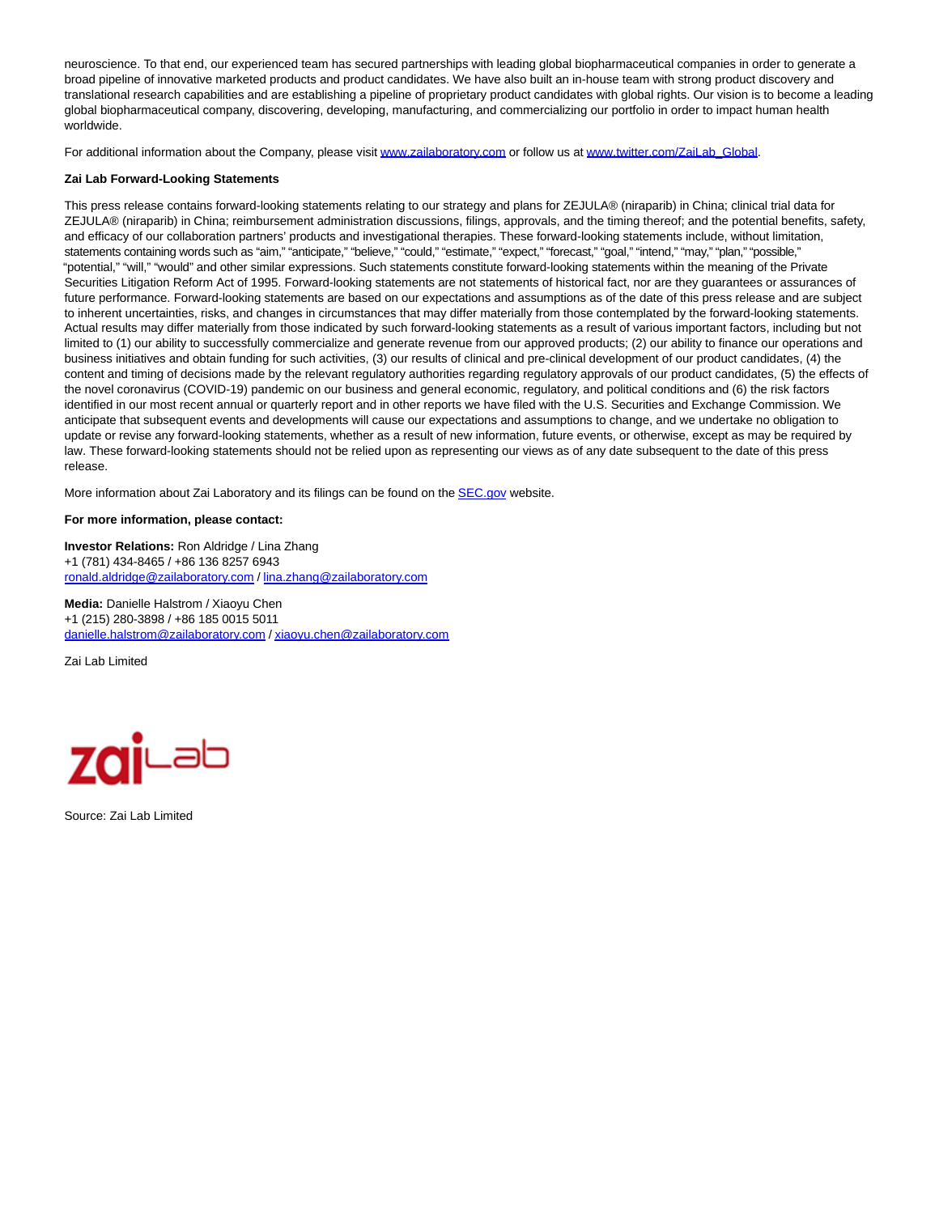neuroscience. To that end, our experienced team has secured partnerships with leading global biopharmaceutical companies in order to generate a broad pipeline of innovative marketed products and product candidates. We have also built an in-house team with strong product discovery and translational research capabilities and are establishing a pipeline of proprietary product candidates with global rights. Our vision is to become a leading global biopharmaceutical company, discovering, developing, manufacturing, and commercializing our portfolio in order to impact human health worldwide.

For additional information about the Company, please visit www.zailaboratory.com or follow us at www.twitter.com/ZaiLab_Global.

**Zai Lab Forward-Looking Statements**

This press release contains forward-looking statements relating to our strategy and plans for ZEJULA® (niraparib) in China; clinical trial data for ZEJULA® (niraparib) in China; reimbursement administration discussions, filings, approvals, and the timing thereof; and the potential benefits, safety, and efficacy of our collaboration partners' products and investigational therapies. These forward-looking statements include, without limitation, statements containing words such as "aim," "anticipate," "believe," "could," "estimate," "expect," "forecast," "goal," "intend," "may," "plan," "possible," "potential," "will," "would" and other similar expressions. Such statements constitute forward-looking statements within the meaning of the Private Securities Litigation Reform Act of 1995. Forward-looking statements are not statements of historical fact, nor are they guarantees or assurances of future performance. Forward-looking statements are based on our expectations and assumptions as of the date of this press release and are subject to inherent uncertainties, risks, and changes in circumstances that may differ materially from those contemplated by the forward-looking statements. Actual results may differ materially from those indicated by such forward-looking statements as a result of various important factors, including but not limited to (1) our ability to successfully commercialize and generate revenue from our approved products; (2) our ability to finance our operations and business initiatives and obtain funding for such activities, (3) our results of clinical and pre-clinical development of our product candidates, (4) the content and timing of decisions made by the relevant regulatory authorities regarding regulatory approvals of our product candidates, (5) the effects of the novel coronavirus (COVID-19) pandemic on our business and general economic, regulatory, and political conditions and (6) the risk factors identified in our most recent annual or quarterly report and in other reports we have filed with the U.S. Securities and Exchange Commission. We anticipate that subsequent events and developments will cause our expectations and assumptions to change, and we undertake no obligation to update or revise any forward-looking statements, whether as a result of new information, future events, or otherwise, except as may be required by law. These forward-looking statements should not be relied upon as representing our views as of any date subsequent to the date of this press release.

More information about Zai Laboratory and its filings can be found on the SEC.gov website.

**For more information, please contact:**

**Investor Relations:** Ron Aldridge / Lina Zhang
+1 (781) 434-8465 / +86 136 8257 6943
ronald.aldridge@zailaboratory.com / lina.zhang@zailaboratory.com

**Media:** Danielle Halstrom / Xiaoyu Chen
+1 (215) 280-3898 / +86 185 0015 5011
danielle.halstrom@zailaboratory.com / xiaoyu.chen@zailaboratory.com

Zai Lab Limited

Source: Zai Lab Limited